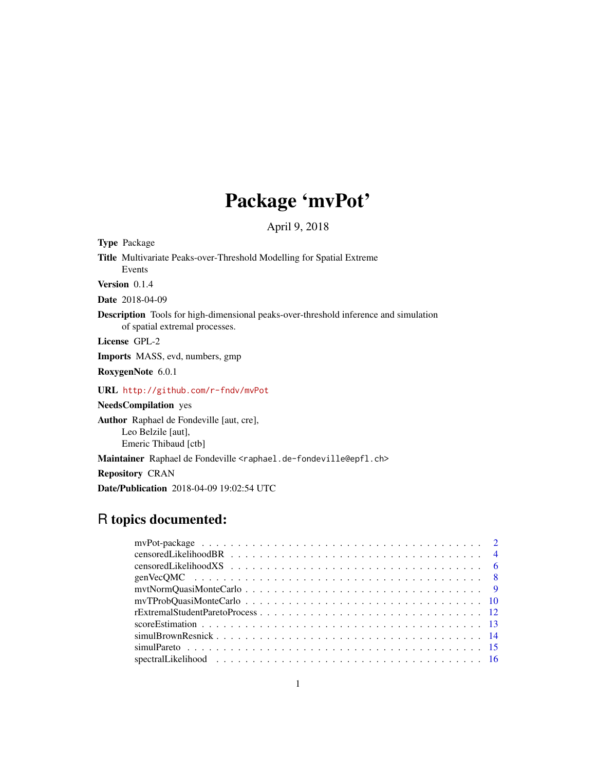# Package 'mvPot'

April 9, 2018

**Type** Package

**Title** Multivariate Peaks-over-Threshold Modelling for Spatial Extreme Events

**Version** 0.1.4

**Date** 2018-04-09

**Description** Tools for high-dimensional peaks-over-threshold inference and simulation of spatial extremal processes.

**License** GPL-2

**Imports** MASS, evd, numbers, gmp

**RoxygenNote** 6.0.1

**URL** http://github.com/r-fndv/mvPot

**NeedsCompilation** yes

**Author** Raphael de Fondeville [aut, cre], Leo Belzile [aut], Emeric Thibaud [ctb]

**Maintainer** Raphael de Fondeville <raphael.de-fondeville@epfl.ch>

**Repository** CRAN

**Date/Publication** 2018-04-09 19:02:54 UTC

## R topics documented:

- mvPot-package . . . . . 2
- censoredLikelihoodBR . . . . . 4
- censoredLikelihoodXS . . . . . 6
- genVecQMC . . . . . 8
- mvtNormQuasiMonteCarlo . . . . . 9
- mvTProbQuasiMonteCarlo . . . . . 10
- rExtremalStudentParetoProcess . . . . . 12
- scoreEstimation . . . . . 13
- simulBrownResnick . . . . . 14
- simulPareto . . . . . 15
- spectralLikelihood . . . . . 16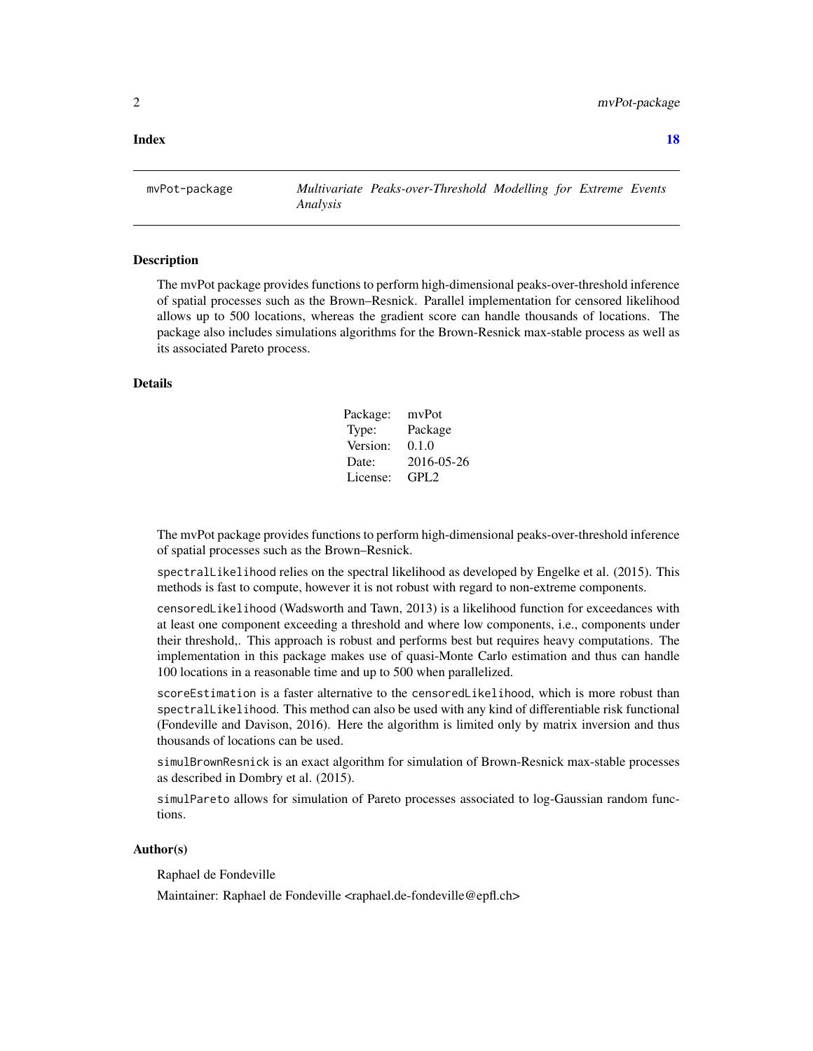**Index** **18**

---

mvPot-package *Multivariate Peaks-over-Threshold Modelling for Extreme Events Analysis*

---

## Description

The mvPot package provides functions to perform high-dimensional peaks-over-threshold inference of spatial processes such as the Brown–Resnick. Parallel implementation for censored likelihood allows up to 500 locations, whereas the gradient score can handle thousands of locations. The package also includes simulations algorithms for the Brown-Resnick max-stable process as well as its associated Pareto process.

## Details

| | |
|---|---|
| Package: | mvPot |
| Type: | Package |
| Version: | 0.1.0 |
| Date: | 2016-05-26 |
| License: | GPL2 |

The mvPot package provides functions to perform high-dimensional peaks-over-threshold inference of spatial processes such as the Brown–Resnick.

`spectralLikelihood` relies on the spectral likelihood as developed by Engelke et al. (2015). This methods is fast to compute, however it is not robust with regard to non-extreme components.

`censoredLikelihood` (Wadsworth and Tawn, 2013) is a likelihood function for exceedances with at least one component exceeding a threshold and where low components, i.e., components under their threshold,. This approach is robust and performs best but requires heavy computations. The implementation in this package makes use of quasi-Monte Carlo estimation and thus can handle 100 locations in a reasonable time and up to 500 when parallelized.

`scoreEstimation` is a faster alternative to the `censoredLikelihood`, which is more robust than `spectralLikelihood`. This method can also be used with any kind of differentiable risk functional (Fondeville and Davison, 2016). Here the algorithm is limited only by matrix inversion and thus thousands of locations can be used.

`simulBrownResnick` is an exact algorithm for simulation of Brown-Resnick max-stable processes as described in Dombry et al. (2015).

`simulPareto` allows for simulation of Pareto processes associated to log-Gaussian random functions.

## Author(s)

Raphael de Fondeville

Maintainer: Raphael de Fondeville <raphael.de-fondeville@epfl.ch>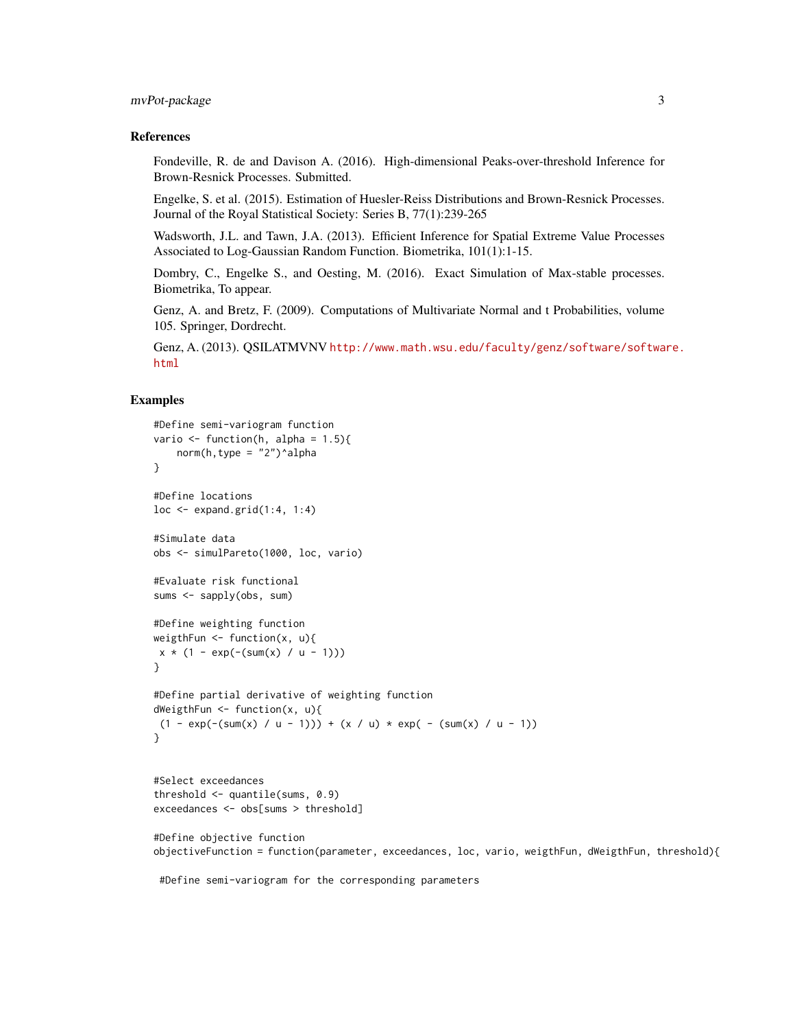## References

Fondeville, R. de and Davison A. (2016). High-dimensional Peaks-over-threshold Inference for Brown-Resnick Processes. Submitted.

Engelke, S. et al. (2015). Estimation of Huesler-Reiss Distributions and Brown-Resnick Processes. Journal of the Royal Statistical Society: Series B, 77(1):239-265

Wadsworth, J.L. and Tawn, J.A. (2013). Efficient Inference for Spatial Extreme Value Processes Associated to Log-Gaussian Random Function. Biometrika, 101(1):1-15.

Dombry, C., Engelke S., and Oesting, M. (2016). Exact Simulation of Max-stable processes. Biometrika, To appear.

Genz, A. and Bretz, F. (2009). Computations of Multivariate Normal and t Probabilities, volume 105. Springer, Dordrecht.

Genz, A. (2013). QSILATMVNV http://www.math.wsu.edu/faculty/genz/software/software.html

## Examples

```
#Define semi-variogram function
vario <- function(h, alpha = 1.5){
    norm(h,type = "2")^alpha
}

#Define locations
loc <- expand.grid(1:4, 1:4)

#Simulate data
obs <- simulPareto(1000, loc, vario)

#Evaluate risk functional
sums <- sapply(obs, sum)

#Define weighting function
weigthFun <- function(x, u){
 x * (1 - exp(-(sum(x) / u - 1)))
}

#Define partial derivative of weighting function
dWeigthFun <- function(x, u){
 (1 - exp(-(sum(x) / u - 1))) + (x / u) * exp( - (sum(x) / u - 1))
}


#Select exceedances
threshold <- quantile(sums, 0.9)
exceedances <- obs[sums > threshold]

#Define objective function
objectiveFunction = function(parameter, exceedances, loc, vario, weigthFun, dWeigthFun, threshold){

 #Define semi-variogram for the corresponding parameters
```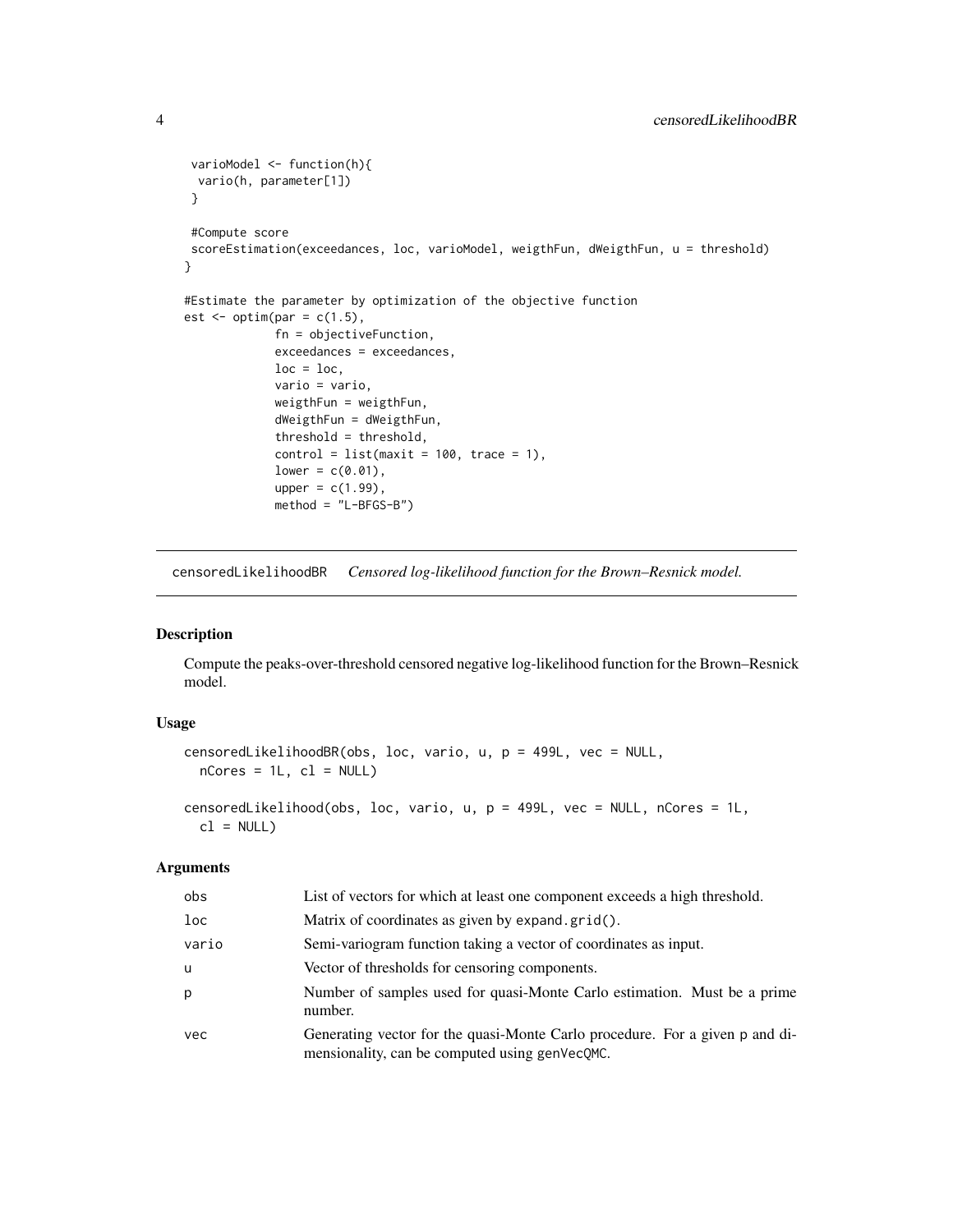```
 varioModel <- function(h){
  vario(h, parameter[1])
 }

 #Compute score
 scoreEstimation(exceedances, loc, varioModel, weigthFun, dWeigthFun, u = threshold)
}

#Estimate the parameter by optimization of the objective function
est <- optim(par = c(1.5),
             fn = objectiveFunction,
             exceedances = exceedances,
             loc = loc,
             vario = vario,
             weigthFun = weigthFun,
             dWeigthFun = dWeigthFun,
             threshold = threshold,
             control = list(maxit = 100, trace = 1),
             lower = c(0.01),
             upper = c(1.99),
             method = "L-BFGS-B")
```

---

## censoredLikelihoodBR *Censored log-likelihood function for the Brown–Resnick model.*

### Description

Compute the peaks-over-threshold censored negative log-likelihood function for the Brown–Resnick model.

### Usage

```
censoredLikelihoodBR(obs, loc, vario, u, p = 499L, vec = NULL,
  nCores = 1L, cl = NULL)

censoredLikelihood(obs, loc, vario, u, p = 499L, vec = NULL, nCores = 1L,
  cl = NULL)
```

### Arguments

| | |
|---|---|
| obs | List of vectors for which at least one component exceeds a high threshold. |
| loc | Matrix of coordinates as given by expand.grid(). |
| vario | Semi-variogram function taking a vector of coordinates as input. |
| u | Vector of thresholds for censoring components. |
| p | Number of samples used for quasi-Monte Carlo estimation. Must be a prime number. |
| vec | Generating vector for the quasi-Monte Carlo procedure. For a given p and dimensionality, can be computed using genVecQMC. |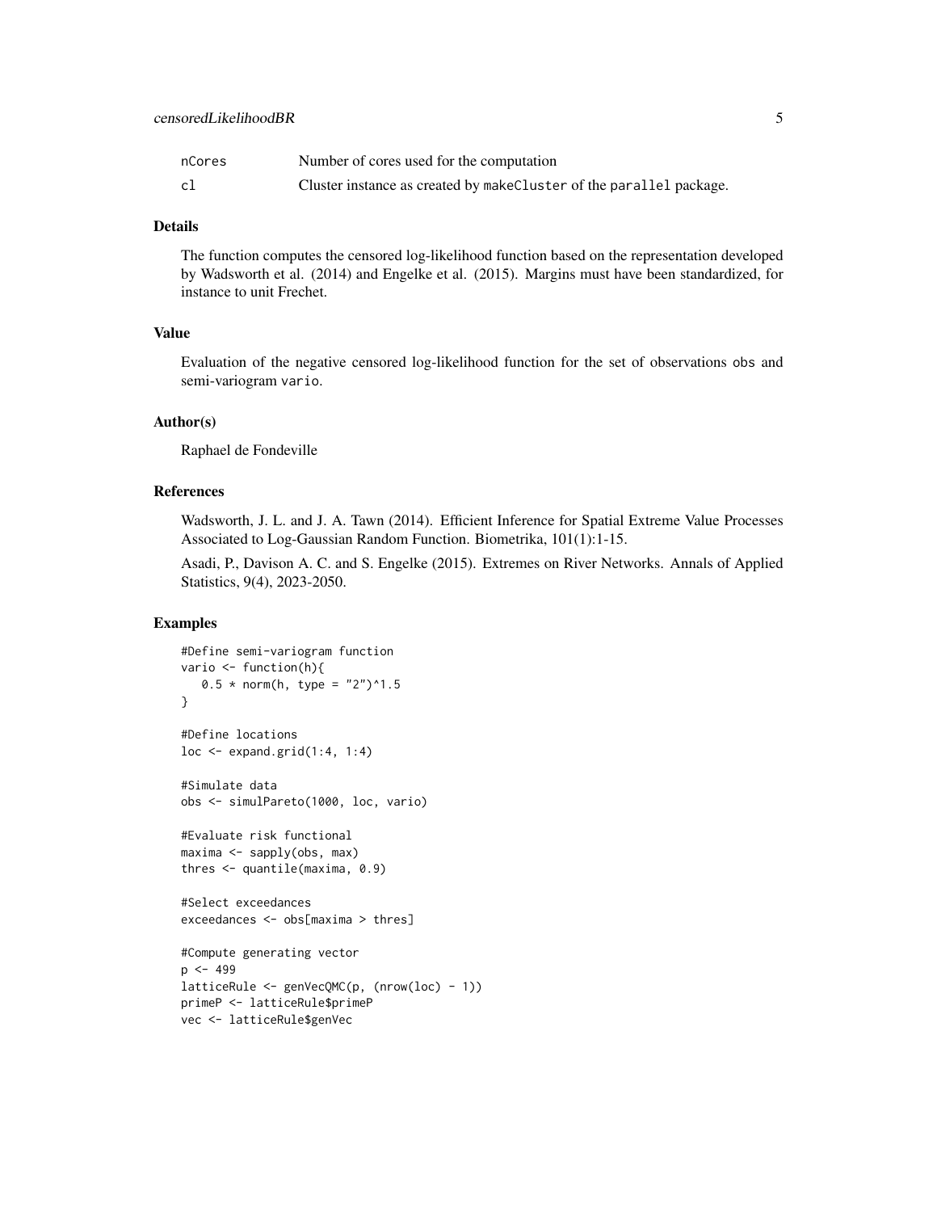| | |
|---|---|
| nCores | Number of cores used for the computation |
| cl | Cluster instance as created by makeCluster of the parallel package. |

## Details

The function computes the censored log-likelihood function based on the representation developed by Wadsworth et al. (2014) and Engelke et al. (2015). Margins must have been standardized, for instance to unit Frechet.

## Value

Evaluation of the negative censored log-likelihood function for the set of observations obs and semi-variogram vario.

## Author(s)

Raphael de Fondeville

## References

Wadsworth, J. L. and J. A. Tawn (2014). Efficient Inference for Spatial Extreme Value Processes Associated to Log-Gaussian Random Function. Biometrika, 101(1):1-15.

Asadi, P., Davison A. C. and S. Engelke (2015). Extremes on River Networks. Annals of Applied Statistics, 9(4), 2023-2050.

## Examples

```
#Define semi-variogram function
vario <- function(h){
   0.5 * norm(h, type = "2")^1.5
}

#Define locations
loc <- expand.grid(1:4, 1:4)

#Simulate data
obs <- simulPareto(1000, loc, vario)

#Evaluate risk functional
maxima <- sapply(obs, max)
thres <- quantile(maxima, 0.9)

#Select exceedances
exceedances <- obs[maxima > thres]

#Compute generating vector
p <- 499
latticeRule <- genVecQMC(p, (nrow(loc) - 1))
primeP <- latticeRule$primeP
vec <- latticeRule$genVec
```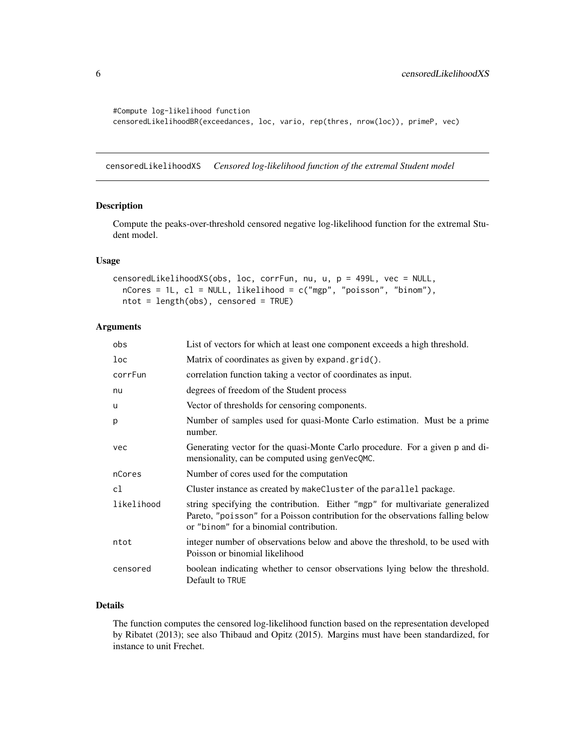```
#Compute log-likelihood function
censoredLikelihoodBR(exceedances, loc, vario, rep(thres, nrow(loc)), primeP, vec)
```

## censoredLikelihoodXS — *Censored log-likelihood function of the extremal Student model*

### Description

Compute the peaks-over-threshold censored negative log-likelihood function for the extremal Student model.

### Usage

```
censoredLikelihoodXS(obs, loc, corrFun, nu, u, p = 499L, vec = NULL,
  nCores = 1L, cl = NULL, likelihood = c("mgp", "poisson", "binom"),
  ntot = length(obs), censored = TRUE)
```

### Arguments

| | |
|---|---|
| obs | List of vectors for which at least one component exceeds a high threshold. |
| loc | Matrix of coordinates as given by expand.grid(). |
| corrFun | correlation function taking a vector of coordinates as input. |
| nu | degrees of freedom of the Student process |
| u | Vector of thresholds for censoring components. |
| p | Number of samples used for quasi-Monte Carlo estimation. Must be a prime number. |
| vec | Generating vector for the quasi-Monte Carlo procedure. For a given p and dimensionality, can be computed using genVecQMC. |
| nCores | Number of cores used for the computation |
| cl | Cluster instance as created by makeCluster of the parallel package. |
| likelihood | string specifying the contribution. Either "mgp" for multivariate generalized Pareto, "poisson" for a Poisson contribution for the observations falling below or "binom" for a binomial contribution. |
| ntot | integer number of observations below and above the threshold, to be used with Poisson or binomial likelihood |
| censored | boolean indicating whether to censor observations lying below the threshold. Default to TRUE |

### Details

The function computes the censored log-likelihood function based on the representation developed by Ribatet (2013); see also Thibaud and Opitz (2015). Margins must have been standardized, for instance to unit Frechet.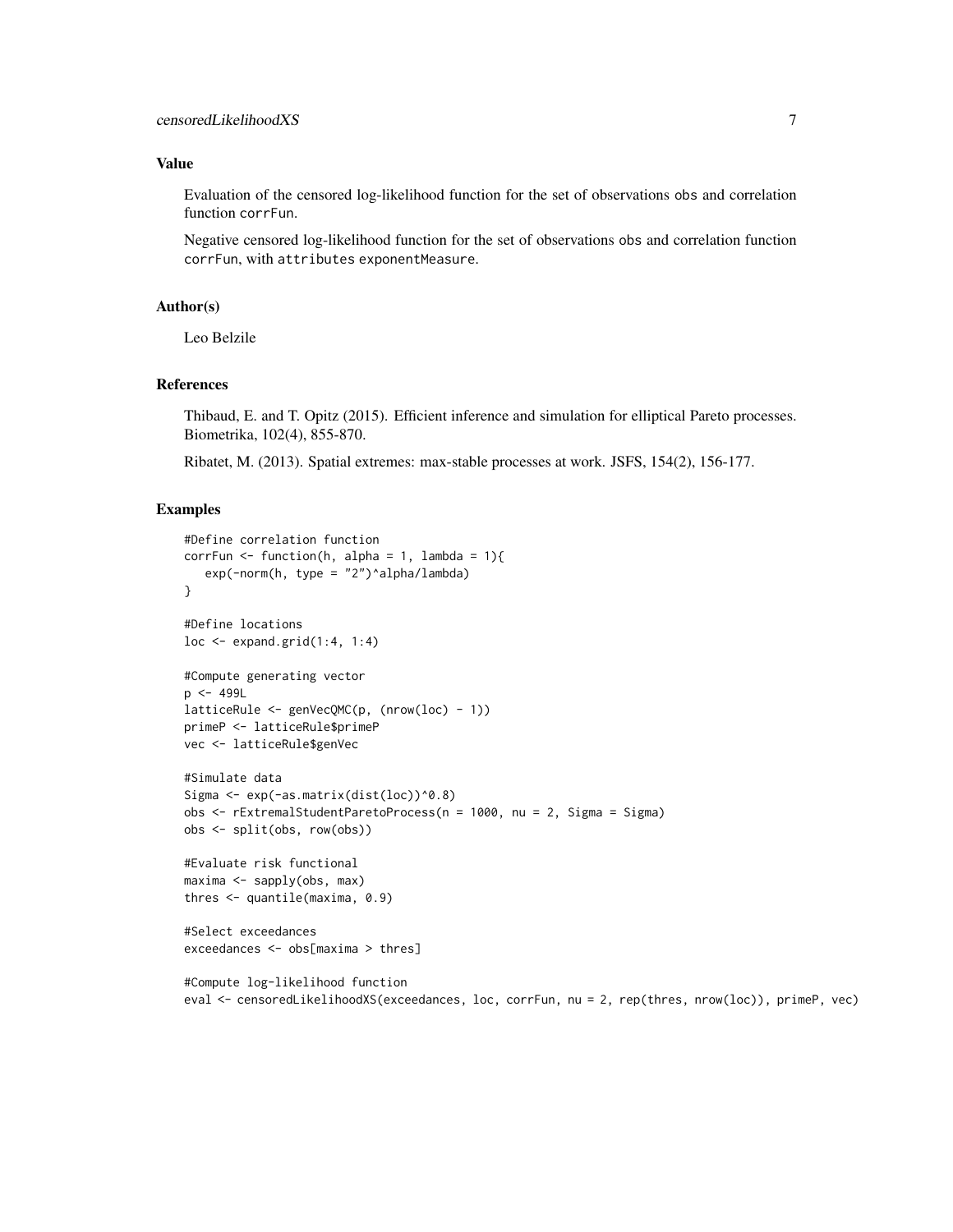## Value

Evaluation of the censored log-likelihood function for the set of observations obs and correlation function corrFun.

Negative censored log-likelihood function for the set of observations obs and correlation function corrFun, with attributes exponentMeasure.

## Author(s)

Leo Belzile

## References

Thibaud, E. and T. Opitz (2015). Efficient inference and simulation for elliptical Pareto processes. Biometrika, 102(4), 855-870.

Ribatet, M. (2013). Spatial extremes: max-stable processes at work. JSFS, 154(2), 156-177.

## Examples

```
#Define correlation function
corrFun <- function(h, alpha = 1, lambda = 1){
   exp(-norm(h, type = "2")^alpha/lambda)
}

#Define locations
loc <- expand.grid(1:4, 1:4)

#Compute generating vector
p <- 499L
latticeRule <- genVecQMC(p, (nrow(loc) - 1))
primeP <- latticeRule$primeP
vec <- latticeRule$genVec

#Simulate data
Sigma <- exp(-as.matrix(dist(loc))^0.8)
obs <- rExtremalStudentParetoProcess(n = 1000, nu = 2, Sigma = Sigma)
obs <- split(obs, row(obs))

#Evaluate risk functional
maxima <- sapply(obs, max)
thres <- quantile(maxima, 0.9)

#Select exceedances
exceedances <- obs[maxima > thres]

#Compute log-likelihood function
eval <- censoredLikelihoodXS(exceedances, loc, corrFun, nu = 2, rep(thres, nrow(loc)), primeP, vec)
```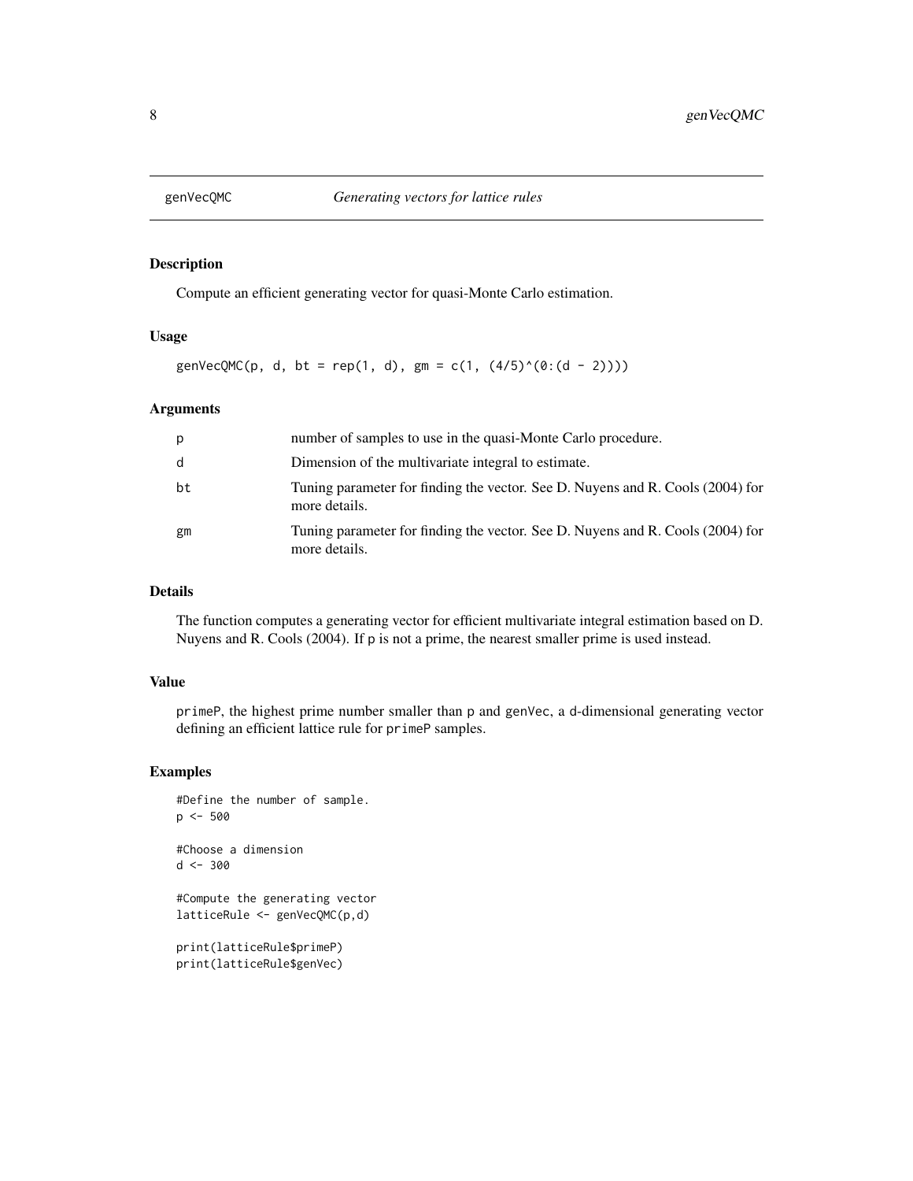# genVecQMC — *Generating vectors for lattice rules*

## Description

Compute an efficient generating vector for quasi-Monte Carlo estimation.

## Usage

```
genVecQMC(p, d, bt = rep(1, d), gm = c(1, (4/5)^(0:(d - 2))))
```

## Arguments

| | |
|---|---|
| p | number of samples to use in the quasi-Monte Carlo procedure. |
| d | Dimension of the multivariate integral to estimate. |
| bt | Tuning parameter for finding the vector. See D. Nuyens and R. Cools (2004) for more details. |
| gm | Tuning parameter for finding the vector. See D. Nuyens and R. Cools (2004) for more details. |

## Details

The function computes a generating vector for efficient multivariate integral estimation based on D. Nuyens and R. Cools (2004). If p is not a prime, the nearest smaller prime is used instead.

## Value

primeP, the highest prime number smaller than p and genVec, a d-dimensional generating vector defining an efficient lattice rule for primeP samples.

## Examples

```
#Define the number of sample.
p <- 500

#Choose a dimension
d <- 300

#Compute the generating vector
latticeRule <- genVecQMC(p,d)

print(latticeRule$primeP)
print(latticeRule$genVec)
```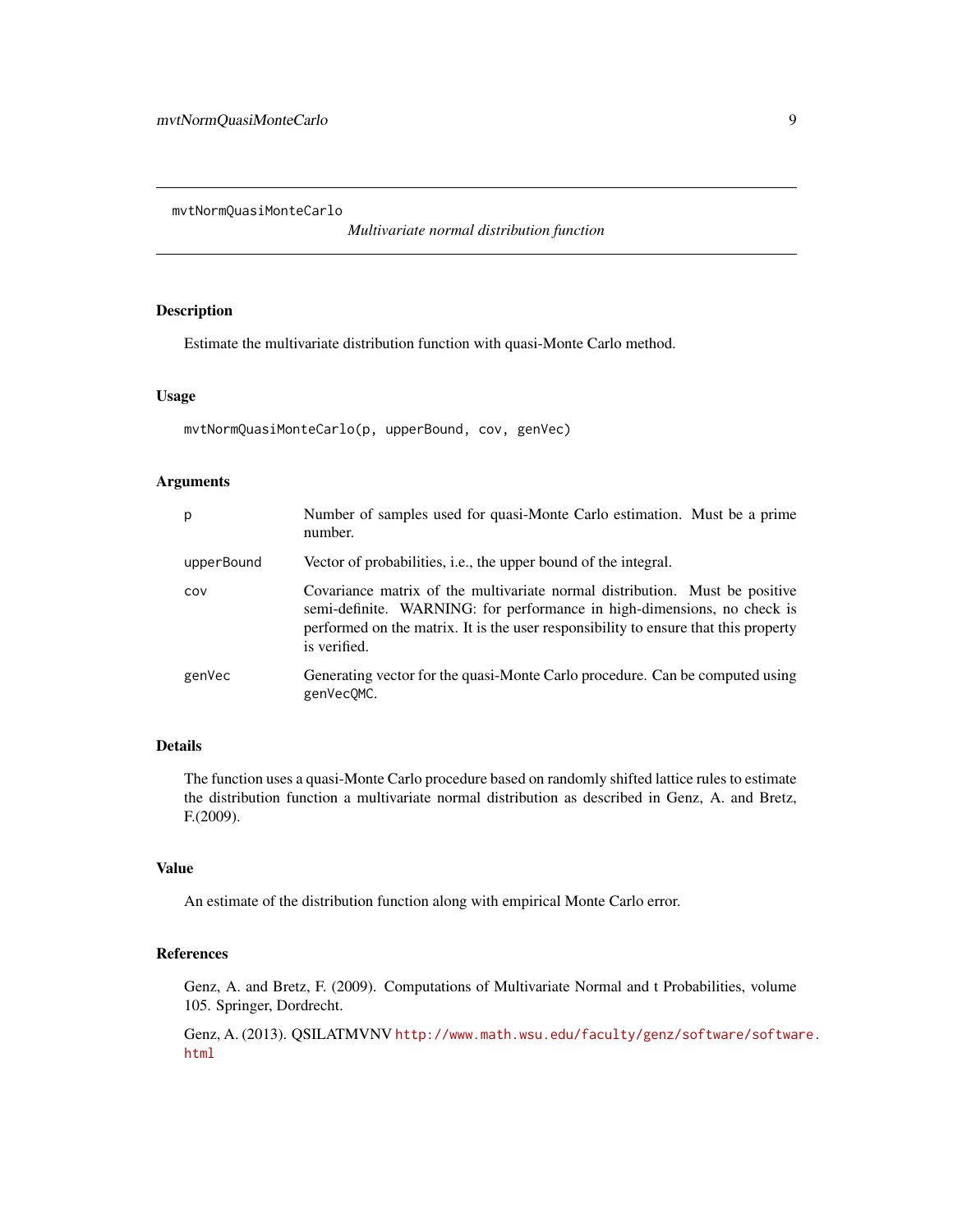## mvtNormQuasiMonteCarlo

*Multivariate normal distribution function*

### Description

Estimate the multivariate distribution function with quasi-Monte Carlo method.

### Usage

```
mvtNormQuasiMonteCarlo(p, upperBound, cov, genVec)
```

### Arguments

| | |
|---|---|
| `p` | Number of samples used for quasi-Monte Carlo estimation. Must be a prime number. |
| `upperBound` | Vector of probabilities, i.e., the upper bound of the integral. |
| `cov` | Covariance matrix of the multivariate normal distribution. Must be positive semi-definite. WARNING: for performance in high-dimensions, no check is performed on the matrix. It is the user responsibility to ensure that this property is verified. |
| `genVec` | Generating vector for the quasi-Monte Carlo procedure. Can be computed using `genVecQMC`. |

### Details

The function uses a quasi-Monte Carlo procedure based on randomly shifted lattice rules to estimate the distribution function a multivariate normal distribution as described in Genz, A. and Bretz, F.(2009).

### Value

An estimate of the distribution function along with empirical Monte Carlo error.

### References

Genz, A. and Bretz, F. (2009). Computations of Multivariate Normal and t Probabilities, volume 105. Springer, Dordrecht.

Genz, A. (2013). QSILATMVNV http://www.math.wsu.edu/faculty/genz/software/software.html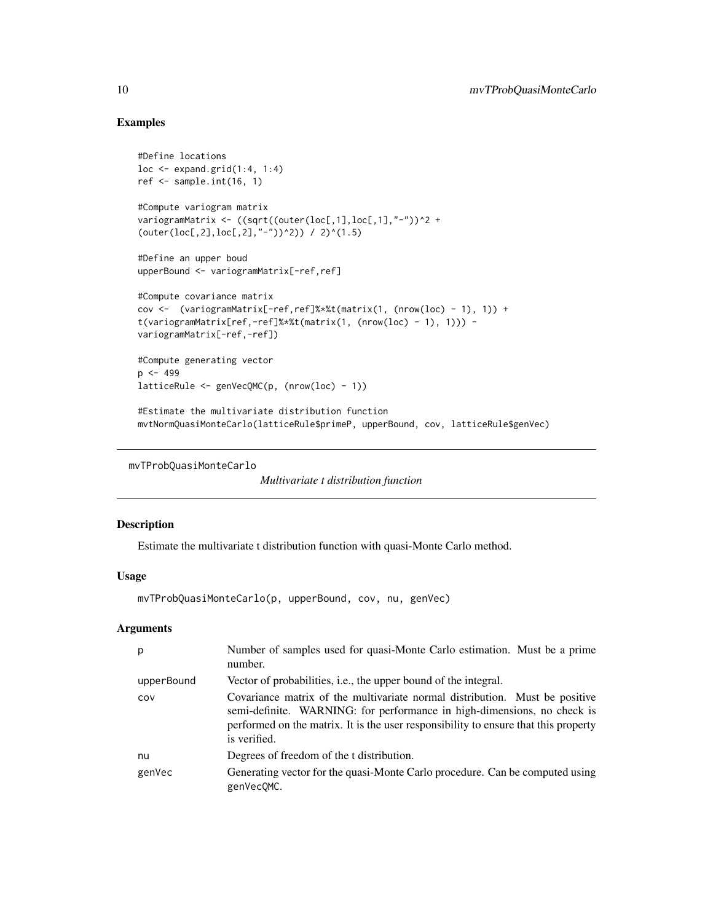## Examples

```
#Define locations
loc <- expand.grid(1:4, 1:4)
ref <- sample.int(16, 1)

#Compute variogram matrix
variogramMatrix <- ((sqrt((outer(loc[,1],loc[,1],"-"))^2 +
(outer(loc[,2],loc[,2],"-"))^2)) / 2)^(1.5)

#Define an upper boud
upperBound <- variogramMatrix[-ref,ref]

#Compute covariance matrix
cov <-  (variogramMatrix[-ref,ref]%*%t(matrix(1, (nrow(loc) - 1), 1)) +
t(variogramMatrix[ref,-ref]%*%t(matrix(1, (nrow(loc) - 1), 1))) -
variogramMatrix[-ref,-ref])

#Compute generating vector
p <- 499
latticeRule <- genVecQMC(p, (nrow(loc) - 1))

#Estimate the multivariate distribution function
mvtNormQuasiMonteCarlo(latticeRule$primeP, upperBound, cov, latticeRule$genVec)
```

---

# mvTProbQuasiMonteCarlo

*Multivariate t distribution function*

## Description

Estimate the multivariate t distribution function with quasi-Monte Carlo method.

## Usage

```
mvTProbQuasiMonteCarlo(p, upperBound, cov, nu, genVec)
```

## Arguments

| | |
|---|---|
| p | Number of samples used for quasi-Monte Carlo estimation. Must be a prime number. |
| upperBound | Vector of probabilities, i.e., the upper bound of the integral. |
| cov | Covariance matrix of the multivariate normal distribution. Must be positive semi-definite. WARNING: for performance in high-dimensions, no check is performed on the matrix. It is the user responsibility to ensure that this property is verified. |
| nu | Degrees of freedom of the t distribution. |
| genVec | Generating vector for the quasi-Monte Carlo procedure. Can be computed using genVecQMC. |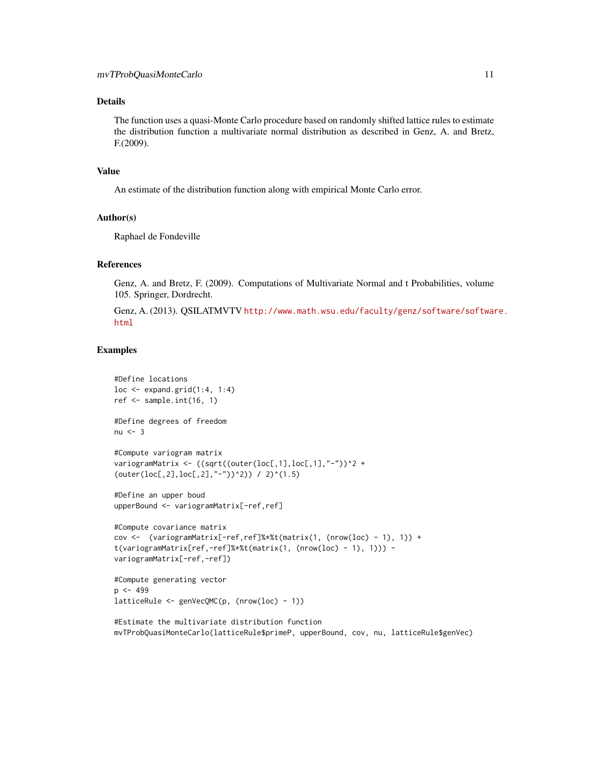## Details

The function uses a quasi-Monte Carlo procedure based on randomly shifted lattice rules to estimate the distribution function a multivariate normal distribution as described in Genz, A. and Bretz, F.(2009).

## Value

An estimate of the distribution function along with empirical Monte Carlo error.

## Author(s)

Raphael de Fondeville

## References

Genz, A. and Bretz, F. (2009). Computations of Multivariate Normal and t Probabilities, volume 105. Springer, Dordrecht.

Genz, A. (2013). QSILATMVTV http://www.math.wsu.edu/faculty/genz/software/software.html

## Examples

```
#Define locations
loc <- expand.grid(1:4, 1:4)
ref <- sample.int(16, 1)

#Define degrees of freedom
nu <- 3

#Compute variogram matrix
variogramMatrix <- ((sqrt((outer(loc[,1],loc[,1],"-"))^2 +
(outer(loc[,2],loc[,2],"-"))^2)) / 2)^(1.5)

#Define an upper boud
upperBound <- variogramMatrix[-ref,ref]

#Compute covariance matrix
cov <-  (variogramMatrix[-ref,ref]%*%t(matrix(1, (nrow(loc) - 1), 1)) +
t(variogramMatrix[ref,-ref]%*%t(matrix(1, (nrow(loc) - 1), 1))) -
variogramMatrix[-ref,-ref])

#Compute generating vector
p <- 499
latticeRule <- genVecQMC(p, (nrow(loc) - 1))

#Estimate the multivariate distribution function
mvTProbQuasiMonteCarlo(latticeRule$primeP, upperBound, cov, nu, latticeRule$genVec)
```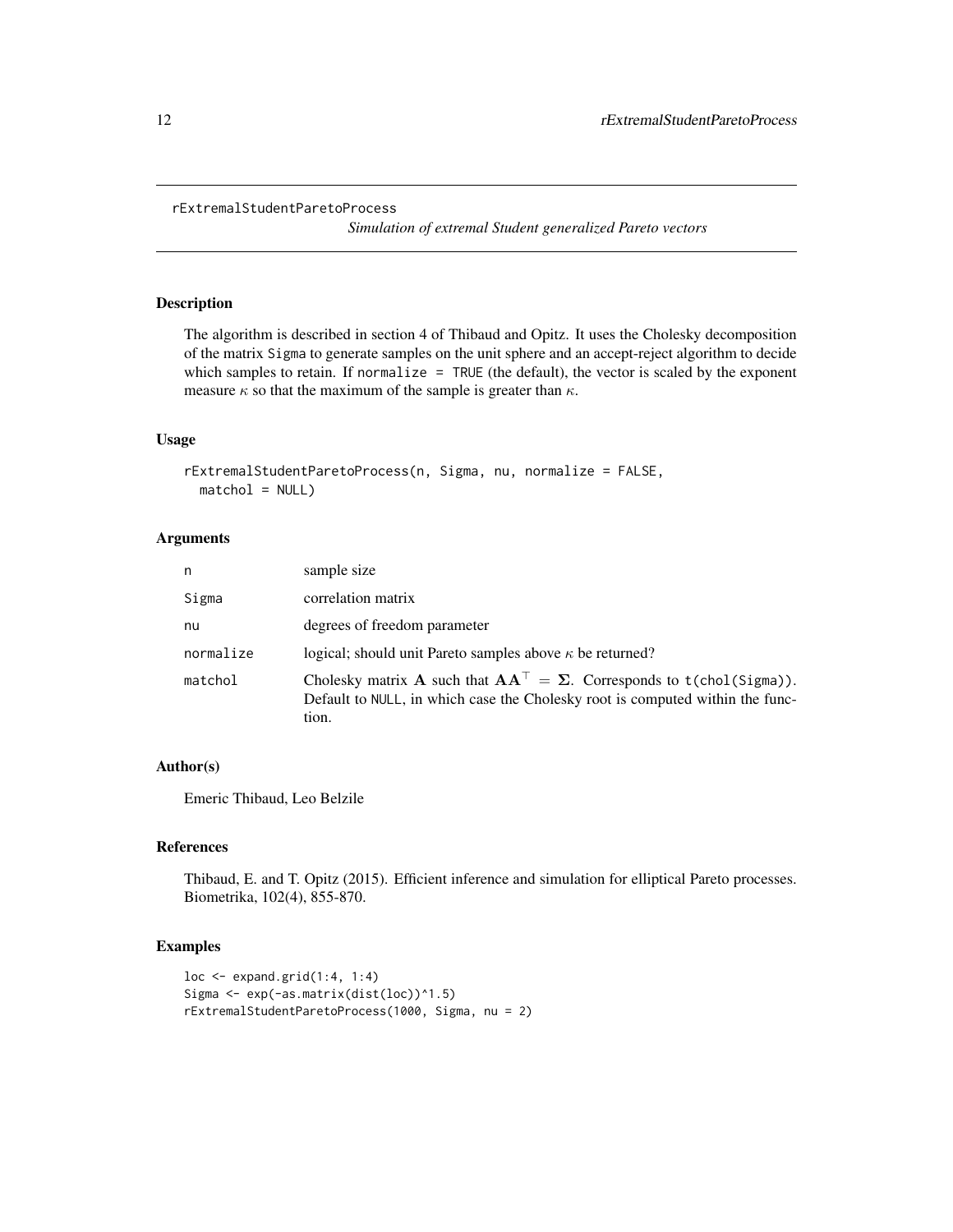# rExtremalStudentParetoProcess

*Simulation of extremal Student generalized Pareto vectors*

## Description

The algorithm is described in section 4 of Thibaud and Opitz. It uses the Cholesky decomposition of the matrix `Sigma` to generate samples on the unit sphere and an accept-reject algorithm to decide which samples to retain. If `normalize = TRUE` (the default), the vector is scaled by the exponent measure $\kappa$ so that the maximum of the sample is greater than $\kappa$.

## Usage

```
rExtremalStudentParetoProcess(n, Sigma, nu, normalize = FALSE,
  matchol = NULL)
```

## Arguments

| | |
|---|---|
| n | sample size |
| Sigma | correlation matrix |
| nu | degrees of freedom parameter |
| normalize | logical; should unit Pareto samples above $\kappa$ be returned? |
| matchol | Cholesky matrix $\mathbf{A}$ such that $\mathbf{A}\mathbf{A}^\top = \mathbf{\Sigma}$. Corresponds to `t(chol(Sigma))`. Default to `NULL`, in which case the Cholesky root is computed within the function. |

## Author(s)

Emeric Thibaud, Leo Belzile

## References

Thibaud, E. and T. Opitz (2015). Efficient inference and simulation for elliptical Pareto processes. Biometrika, 102(4), 855-870.

## Examples

```
loc <- expand.grid(1:4, 1:4)
Sigma <- exp(-as.matrix(dist(loc))^1.5)
rExtremalStudentParetoProcess(1000, Sigma, nu = 2)
```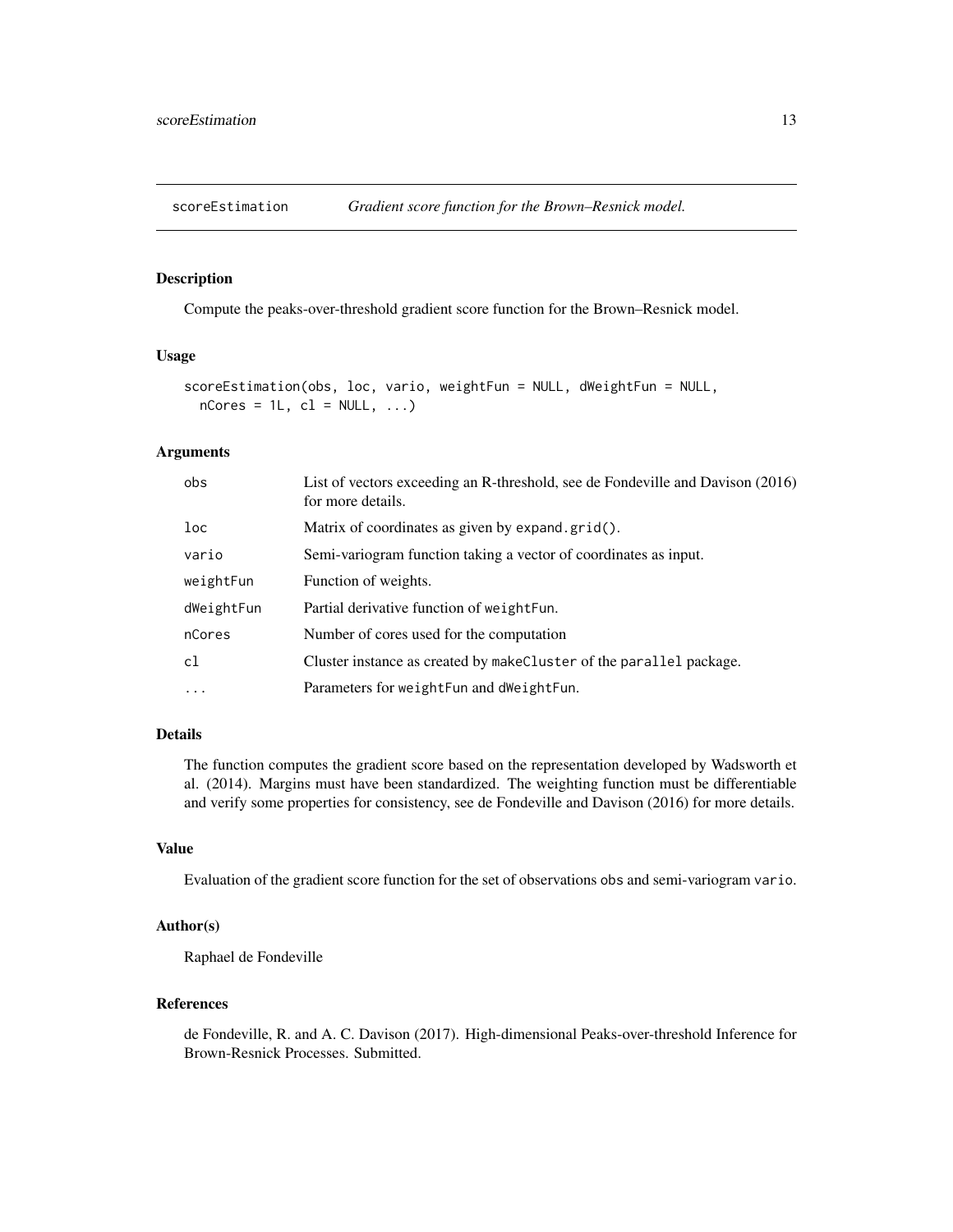# scoreEstimation — *Gradient score function for the Brown–Resnick model.*

## Description

Compute the peaks-over-threshold gradient score function for the Brown–Resnick model.

## Usage

```
scoreEstimation(obs, loc, vario, weightFun = NULL, dWeightFun = NULL,
  nCores = 1L, cl = NULL, ...)
```

## Arguments

| | |
|---|---|
| `obs` | List of vectors exceeding an R-threshold, see de Fondeville and Davison (2016) for more details. |
| `loc` | Matrix of coordinates as given by `expand.grid()`. |
| `vario` | Semi-variogram function taking a vector of coordinates as input. |
| `weightFun` | Function of weights. |
| `dWeightFun` | Partial derivative function of `weightFun`. |
| `nCores` | Number of cores used for the computation |
| `cl` | Cluster instance as created by `makeCluster` of the `parallel` package. |
| `...` | Parameters for `weightFun` and `dWeightFun`. |

## Details

The function computes the gradient score based on the representation developed by Wadsworth et al. (2014). Margins must have been standardized. The weighting function must be differentiable and verify some properties for consistency, see de Fondeville and Davison (2016) for more details.

## Value

Evaluation of the gradient score function for the set of observations `obs` and semi-variogram `vario`.

## Author(s)

Raphael de Fondeville

## References

de Fondeville, R. and A. C. Davison (2017). High-dimensional Peaks-over-threshold Inference for Brown-Resnick Processes. Submitted.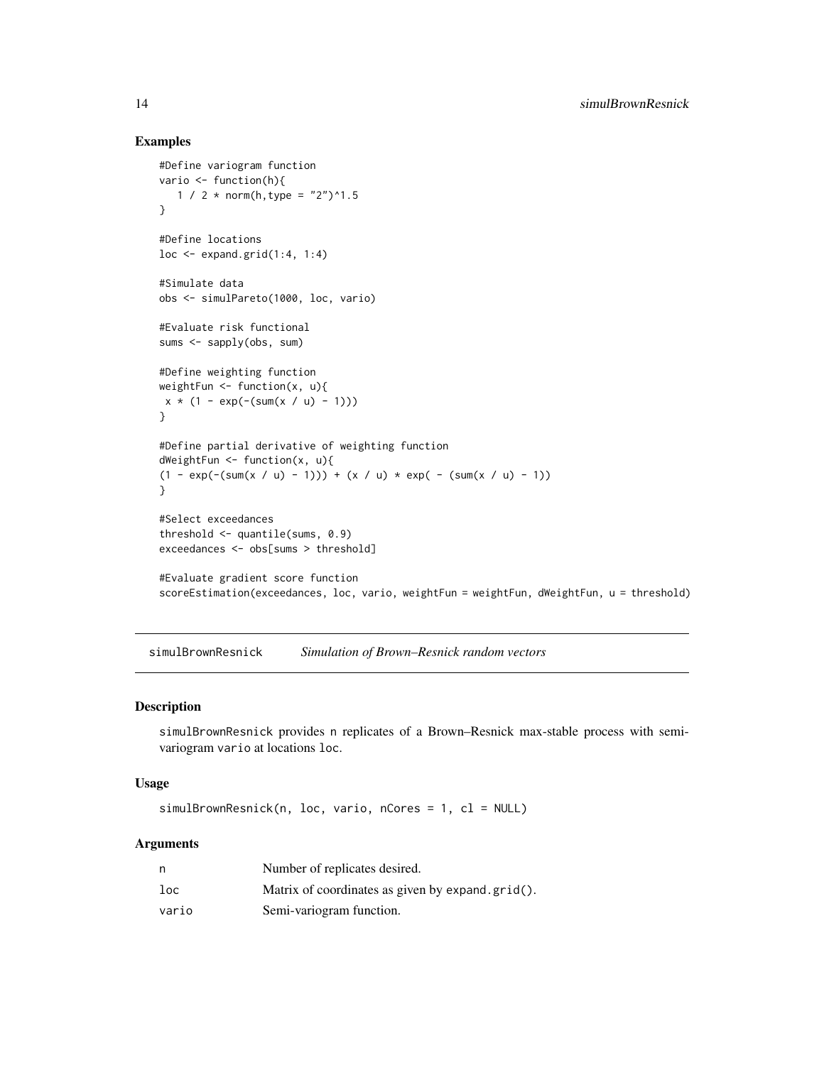## Examples

```
#Define variogram function
vario <- function(h){
   1 / 2 * norm(h,type = "2")^1.5
}

#Define locations
loc <- expand.grid(1:4, 1:4)

#Simulate data
obs <- simulPareto(1000, loc, vario)

#Evaluate risk functional
sums <- sapply(obs, sum)

#Define weighting function
weightFun <- function(x, u){
 x * (1 - exp(-(sum(x / u) - 1)))
}

#Define partial derivative of weighting function
dWeightFun <- function(x, u){
(1 - exp(-(sum(x / u) - 1))) + (x / u) * exp( - (sum(x / u) - 1))
}

#Select exceedances
threshold <- quantile(sums, 0.9)
exceedances <- obs[sums > threshold]

#Evaluate gradient score function
scoreEstimation(exceedances, loc, vario, weightFun = weightFun, dWeightFun, u = threshold)
```

---

`simulBrownResnick` *Simulation of Brown–Resnick random vectors*

---

## Description

`simulBrownResnick` provides `n` replicates of a Brown–Resnick max-stable process with semi-variogram `vario` at locations `loc`.

## Usage

```
simulBrownResnick(n, loc, vario, nCores = 1, cl = NULL)
```

## Arguments

| | |
|---|---|
| `n` | Number of replicates desired. |
| `loc` | Matrix of coordinates as given by `expand.grid()`. |
| `vario` | Semi-variogram function. |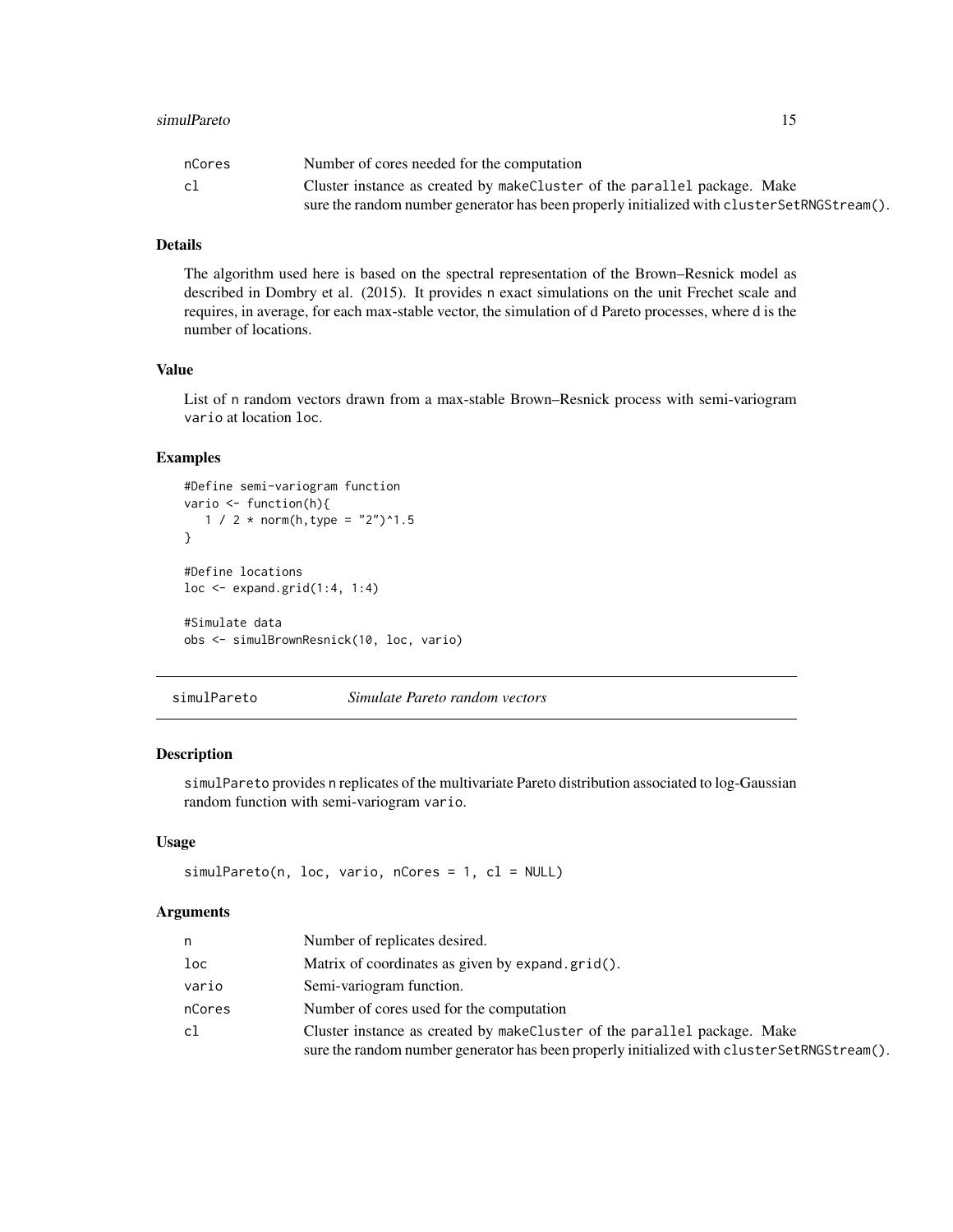| | |
|---|---|
| nCores | Number of cores needed for the computation |
| cl | Cluster instance as created by makeCluster of the parallel package. Make sure the random number generator has been properly initialized with clusterSetRNGStream(). |

### Details

The algorithm used here is based on the spectral representation of the Brown–Resnick model as described in Dombry et al. (2015). It provides n exact simulations on the unit Frechet scale and requires, in average, for each max-stable vector, the simulation of d Pareto processes, where d is the number of locations.

### Value

List of n random vectors drawn from a max-stable Brown–Resnick process with semi-variogram vario at location loc.

### Examples

```
#Define semi-variogram function
vario <- function(h){
   1 / 2 * norm(h,type = "2")^1.5
}

#Define locations
loc <- expand.grid(1:4, 1:4)

#Simulate data
obs <- simulBrownResnick(10, loc, vario)
```

## simulPareto — *Simulate Pareto random vectors*

### Description

simulPareto provides n replicates of the multivariate Pareto distribution associated to log-Gaussian random function with semi-variogram vario.

### Usage

```
simulPareto(n, loc, vario, nCores = 1, cl = NULL)
```

### Arguments

| | |
|---|---|
| n | Number of replicates desired. |
| loc | Matrix of coordinates as given by expand.grid(). |
| vario | Semi-variogram function. |
| nCores | Number of cores used for the computation |
| cl | Cluster instance as created by makeCluster of the parallel package. Make sure the random number generator has been properly initialized with clusterSetRNGStream(). |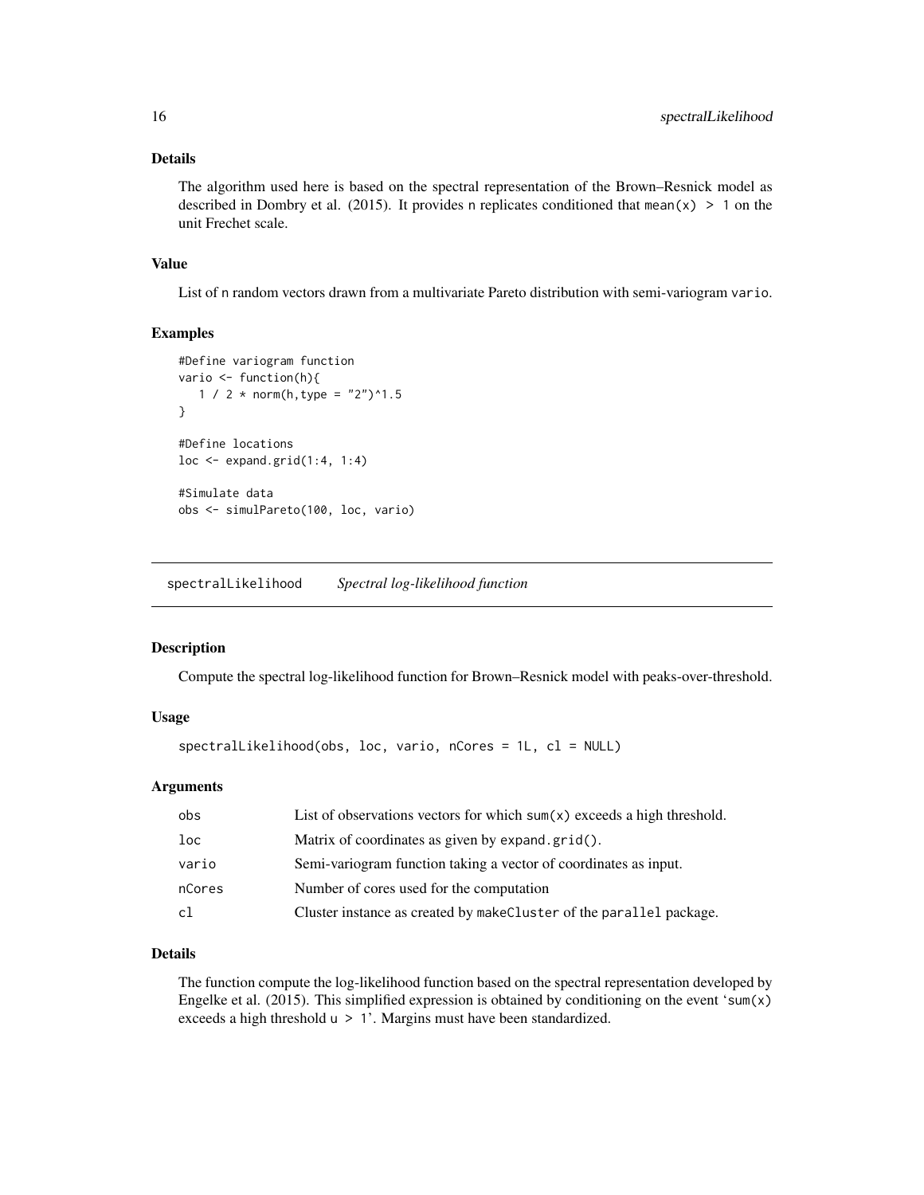### Details

The algorithm used here is based on the spectral representation of the Brown–Resnick model as described in Dombry et al. (2015). It provides n replicates conditioned that `mean(x) > 1` on the unit Frechet scale.

### Value

List of n random vectors drawn from a multivariate Pareto distribution with semi-variogram `vario`.

### Examples

```
#Define variogram function
vario <- function(h){
   1 / 2 * norm(h,type = "2")^1.5
}

#Define locations
loc <- expand.grid(1:4, 1:4)

#Simulate data
obs <- simulPareto(100, loc, vario)
```

---

## spectralLikelihood *Spectral log-likelihood function*

### Description

Compute the spectral log-likelihood function for Brown–Resnick model with peaks-over-threshold.

### Usage

```
spectralLikelihood(obs, loc, vario, nCores = 1L, cl = NULL)
```

### Arguments

| | |
|---|---|
| obs | List of observations vectors for which `sum(x)` exceeds a high threshold. |
| loc | Matrix of coordinates as given by `expand.grid()`. |
| vario | Semi-variogram function taking a vector of coordinates as input. |
| nCores | Number of cores used for the computation |
| cl | Cluster instance as created by `makeCluster` of the `parallel` package. |

### Details

The function compute the log-likelihood function based on the spectral representation developed by Engelke et al. (2015). This simplified expression is obtained by conditioning on the event '`sum(x)` exceeds a high threshold `u > 1`'. Margins must have been standardized.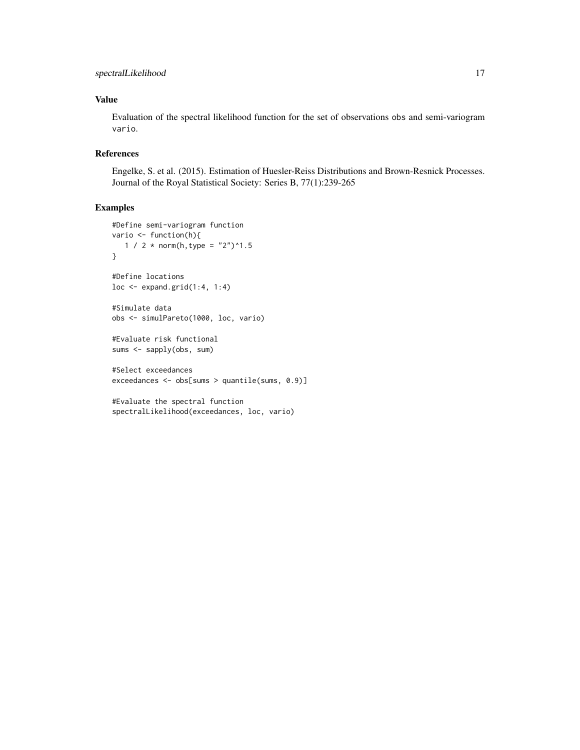## Value

Evaluation of the spectral likelihood function for the set of observations `obs` and semi-variogram `vario`.

## References

Engelke, S. et al. (2015). Estimation of Huesler-Reiss Distributions and Brown-Resnick Processes. Journal of the Royal Statistical Society: Series B, 77(1):239-265

## Examples

```
#Define semi-variogram function
vario <- function(h){
   1 / 2 * norm(h,type = "2")^1.5
}

#Define locations
loc <- expand.grid(1:4, 1:4)

#Simulate data
obs <- simulPareto(1000, loc, vario)

#Evaluate risk functional
sums <- sapply(obs, sum)

#Select exceedances
exceedances <- obs[sums > quantile(sums, 0.9)]

#Evaluate the spectral function
spectralLikelihood(exceedances, loc, vario)
```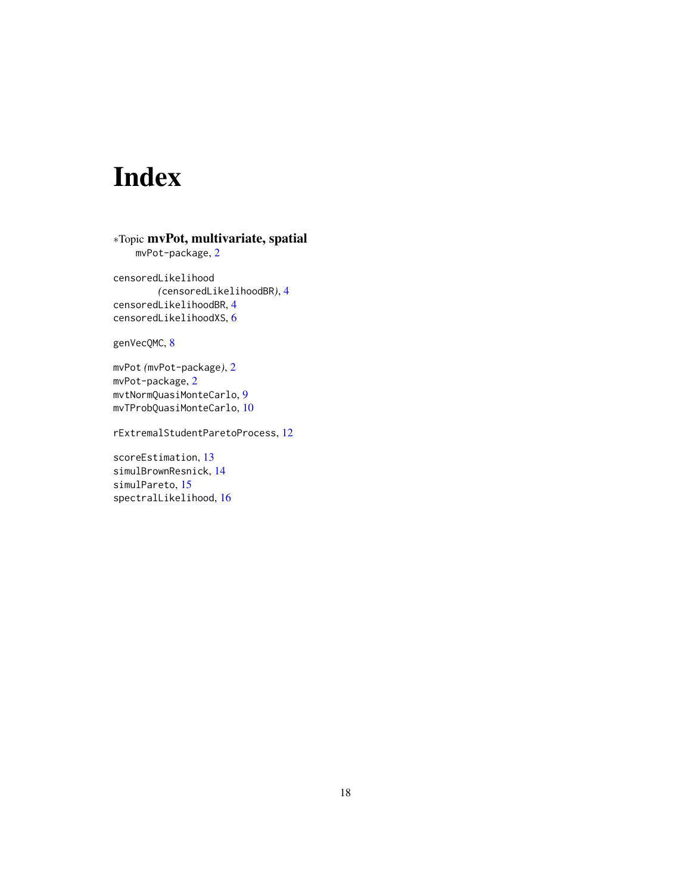# Index

*Topic **mvPot, multivariate, spatial**
    mvPot-package, 2

censoredLikelihood
        (censoredLikelihoodBR), 4
censoredLikelihoodBR, 4
censoredLikelihoodXS, 6

genVecQMC, 8

mvPot (mvPot-package), 2
mvPot-package, 2
mvtNormQuasiMonteCarlo, 9
mvTProbQuasiMonteCarlo, 10

rExtremalStudentParetoProcess, 12

scoreEstimation, 13
simulBrownResnick, 14
simulPareto, 15
spectralLikelihood, 16